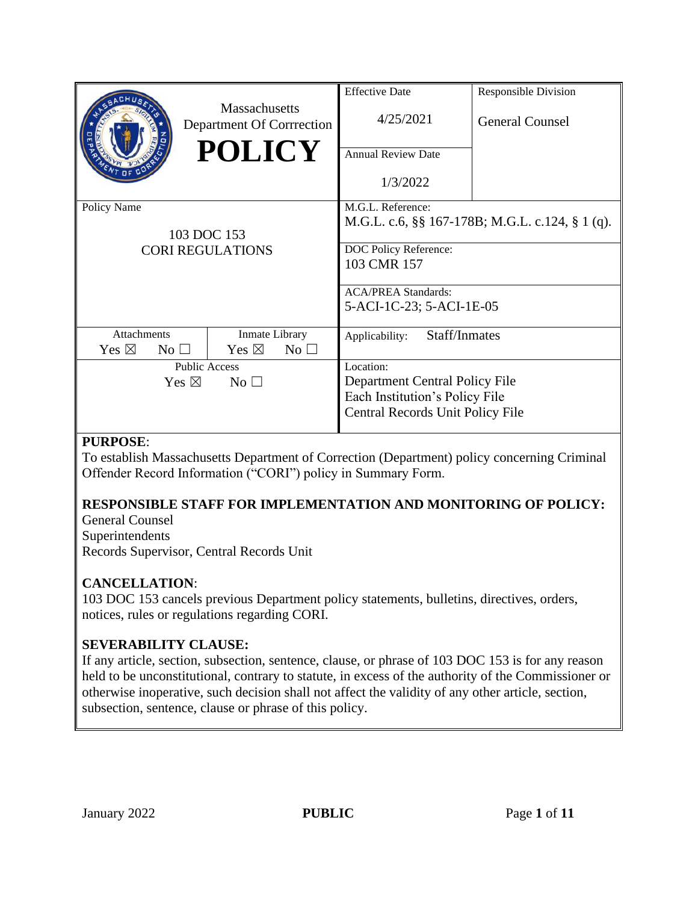| Massachusetts Department Of Corrrection **POLICY** | Effective Date<br>4/25/2021 | Responsible Division<br>General Counsel |
|---|---|---|
| | Annual Review Date<br>1/3/2022 | |
| Policy Name<br>103 DOC 153<br>CORI REGULATIONS | M.G.L. Reference:<br>M.G.L. c.6, §§ 167-178B; M.G.L. c.124, § 1 (q). | |
| | DOC Policy Reference:<br>103 CMR 157 | |
| | ACA/PREA Standards:<br>5-ACI-1C-23; 5-ACI-1E-05 | |
| Attachments: Yes ☒ No ☐ / Inmate Library: Yes ☒ No ☐ | Applicability: Staff/Inmates | |
| Public Access: Yes ☒ No ☐ | Location:<br>Department Central Policy File<br>Each Institution's Policy File<br>Central Records Unit Policy File | |

**PURPOSE**:
To establish Massachusetts Department of Correction (Department) policy concerning Criminal Offender Record Information ("CORI") policy in Summary Form.

**RESPONSIBLE STAFF FOR IMPLEMENTATION AND MONITORING OF POLICY:**
General Counsel
Superintendents
Records Supervisor, Central Records Unit

**CANCELLATION**:
103 DOC 153 cancels previous Department policy statements, bulletins, directives, orders, notices, rules or regulations regarding CORI.

**SEVERABILITY CLAUSE:**
If any article, section, subsection, sentence, clause, or phrase of 103 DOC 153 is for any reason held to be unconstitutional, contrary to statute, in excess of the authority of the Commissioner or otherwise inoperative, such decision shall not affect the validity of any other article, section, subsection, sentence, clause or phrase of this policy.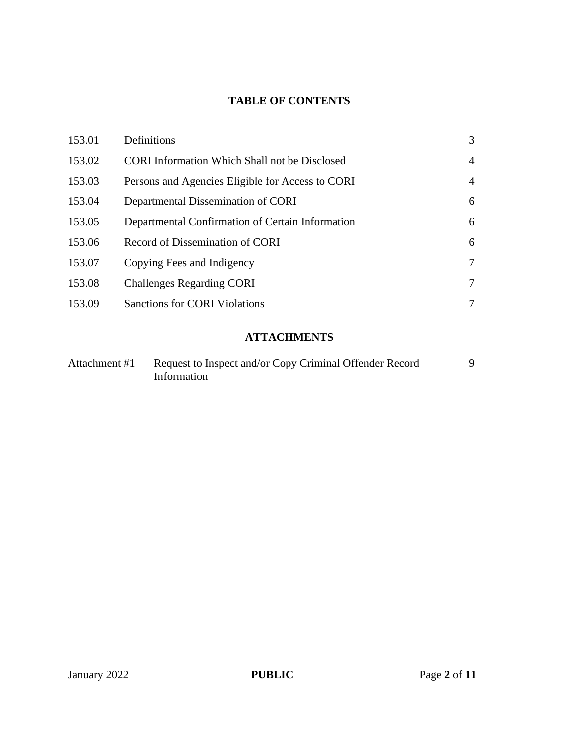## TABLE OF CONTENTS

| | | |
|---|---|---|
| 153.01 | Definitions | 3 |
| 153.02 | CORI Information Which Shall not be Disclosed | 4 |
| 153.03 | Persons and Agencies Eligible for Access to CORI | 4 |
| 153.04 | Departmental Dissemination of CORI | 6 |
| 153.05 | Departmental Confirmation of Certain Information | 6 |
| 153.06 | Record of Dissemination of CORI | 6 |
| 153.07 | Copying Fees and Indigency | 7 |
| 153.08 | Challenges Regarding CORI | 7 |
| 153.09 | Sanctions for CORI Violations | 7 |

## ATTACHMENTS

| | | |
|---|---|---|
| Attachment #1 | Request to Inspect and/or Copy Criminal Offender Record Information | 9 |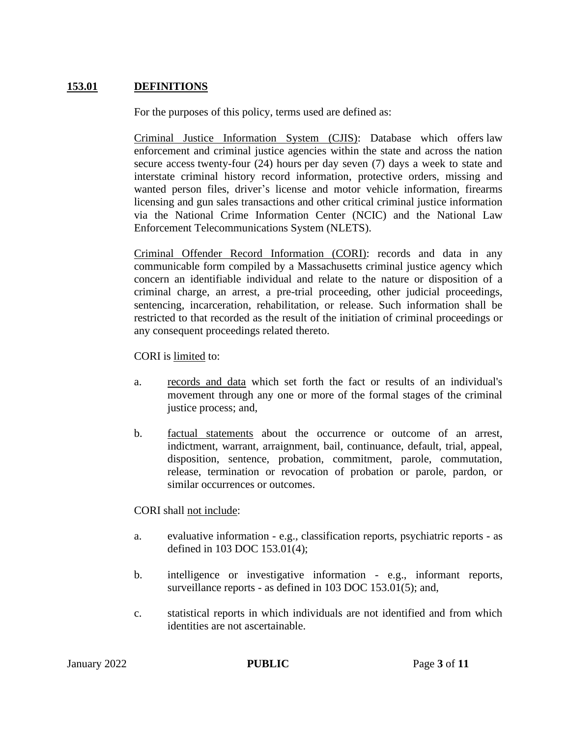## 153.01 DEFINITIONS

For the purposes of this policy, terms used are defined as:

Criminal Justice Information System (CJIS): Database which offers law enforcement and criminal justice agencies within the state and across the nation secure access twenty-four (24) hours per day seven (7) days a week to state and interstate criminal history record information, protective orders, missing and wanted person files, driver's license and motor vehicle information, firearms licensing and gun sales transactions and other critical criminal justice information via the National Crime Information Center (NCIC) and the National Law Enforcement Telecommunications System (NLETS).

Criminal Offender Record Information (CORI): records and data in any communicable form compiled by a Massachusetts criminal justice agency which concern an identifiable individual and relate to the nature or disposition of a criminal charge, an arrest, a pre-trial proceeding, other judicial proceedings, sentencing, incarceration, rehabilitation, or release. Such information shall be restricted to that recorded as the result of the initiation of criminal proceedings or any consequent proceedings related thereto.

CORI is limited to:

a. records and data which set forth the fact or results of an individual's movement through any one or more of the formal stages of the criminal justice process; and,

b. factual statements about the occurrence or outcome of an arrest, indictment, warrant, arraignment, bail, continuance, default, trial, appeal, disposition, sentence, probation, commitment, parole, commutation, release, termination or revocation of probation or parole, pardon, or similar occurrences or outcomes.

CORI shall not include:

a. evaluative information - e.g., classification reports, psychiatric reports - as defined in 103 DOC 153.01(4);

b. intelligence or investigative information - e.g., informant reports, surveillance reports - as defined in 103 DOC 153.01(5); and,

c. statistical reports in which individuals are not identified and from which identities are not ascertainable.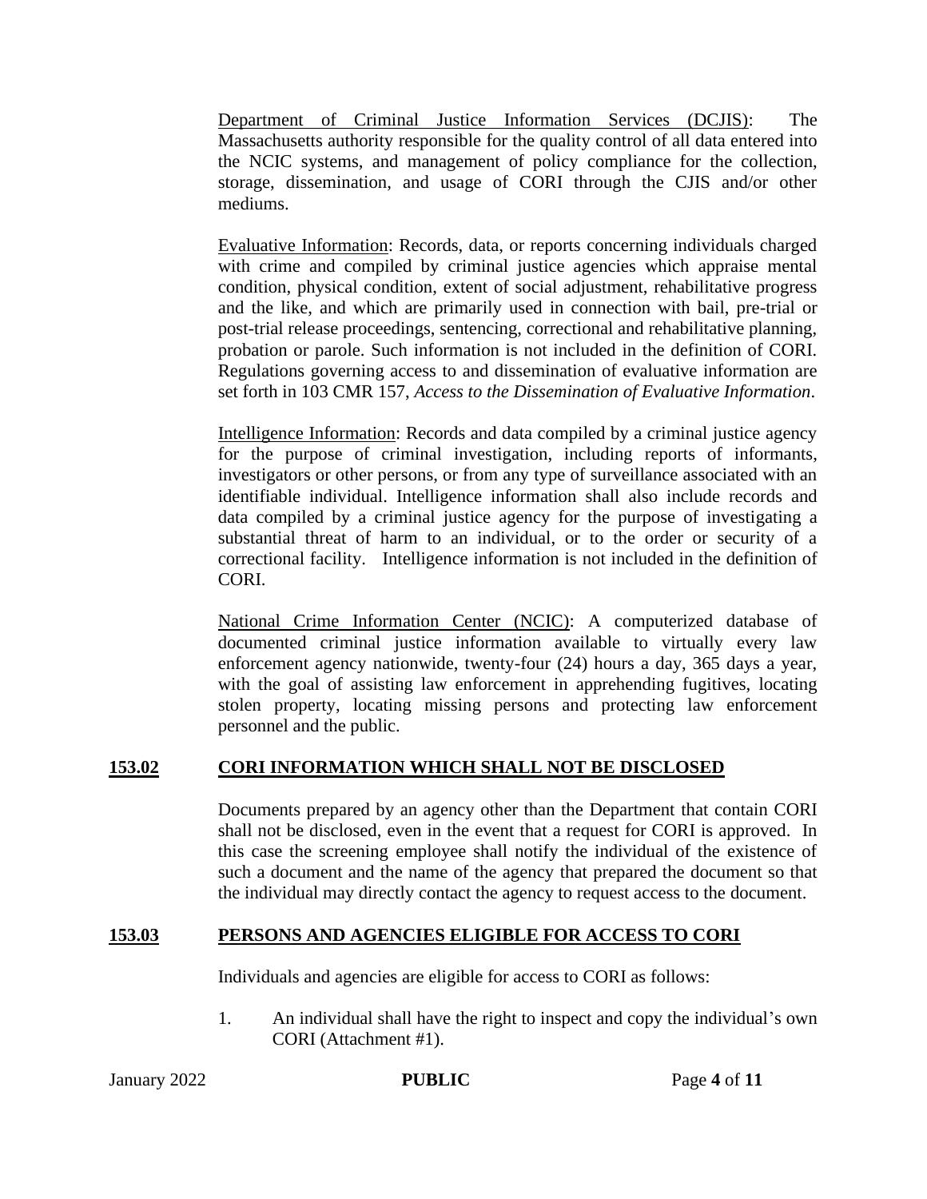Department of Criminal Justice Information Services (DCJIS): The Massachusetts authority responsible for the quality control of all data entered into the NCIC systems, and management of policy compliance for the collection, storage, dissemination, and usage of CORI through the CJIS and/or other mediums.

Evaluative Information: Records, data, or reports concerning individuals charged with crime and compiled by criminal justice agencies which appraise mental condition, physical condition, extent of social adjustment, rehabilitative progress and the like, and which are primarily used in connection with bail, pre-trial or post-trial release proceedings, sentencing, correctional and rehabilitative planning, probation or parole. Such information is not included in the definition of CORI. Regulations governing access to and dissemination of evaluative information are set forth in 103 CMR 157, *Access to the Dissemination of Evaluative Information*.

Intelligence Information: Records and data compiled by a criminal justice agency for the purpose of criminal investigation, including reports of informants, investigators or other persons, or from any type of surveillance associated with an identifiable individual. Intelligence information shall also include records and data compiled by a criminal justice agency for the purpose of investigating a substantial threat of harm to an individual, or to the order or security of a correctional facility. Intelligence information is not included in the definition of CORI.

National Crime Information Center (NCIC): A computerized database of documented criminal justice information available to virtually every law enforcement agency nationwide, twenty-four (24) hours a day, 365 days a year, with the goal of assisting law enforcement in apprehending fugitives, locating stolen property, locating missing persons and protecting law enforcement personnel and the public.

## 153.02 CORI INFORMATION WHICH SHALL NOT BE DISCLOSED

Documents prepared by an agency other than the Department that contain CORI shall not be disclosed, even in the event that a request for CORI is approved. In this case the screening employee shall notify the individual of the existence of such a document and the name of the agency that prepared the document so that the individual may directly contact the agency to request access to the document.

## 153.03 PERSONS AND AGENCIES ELIGIBLE FOR ACCESS TO CORI

Individuals and agencies are eligible for access to CORI as follows:

1. An individual shall have the right to inspect and copy the individual's own CORI (Attachment #1).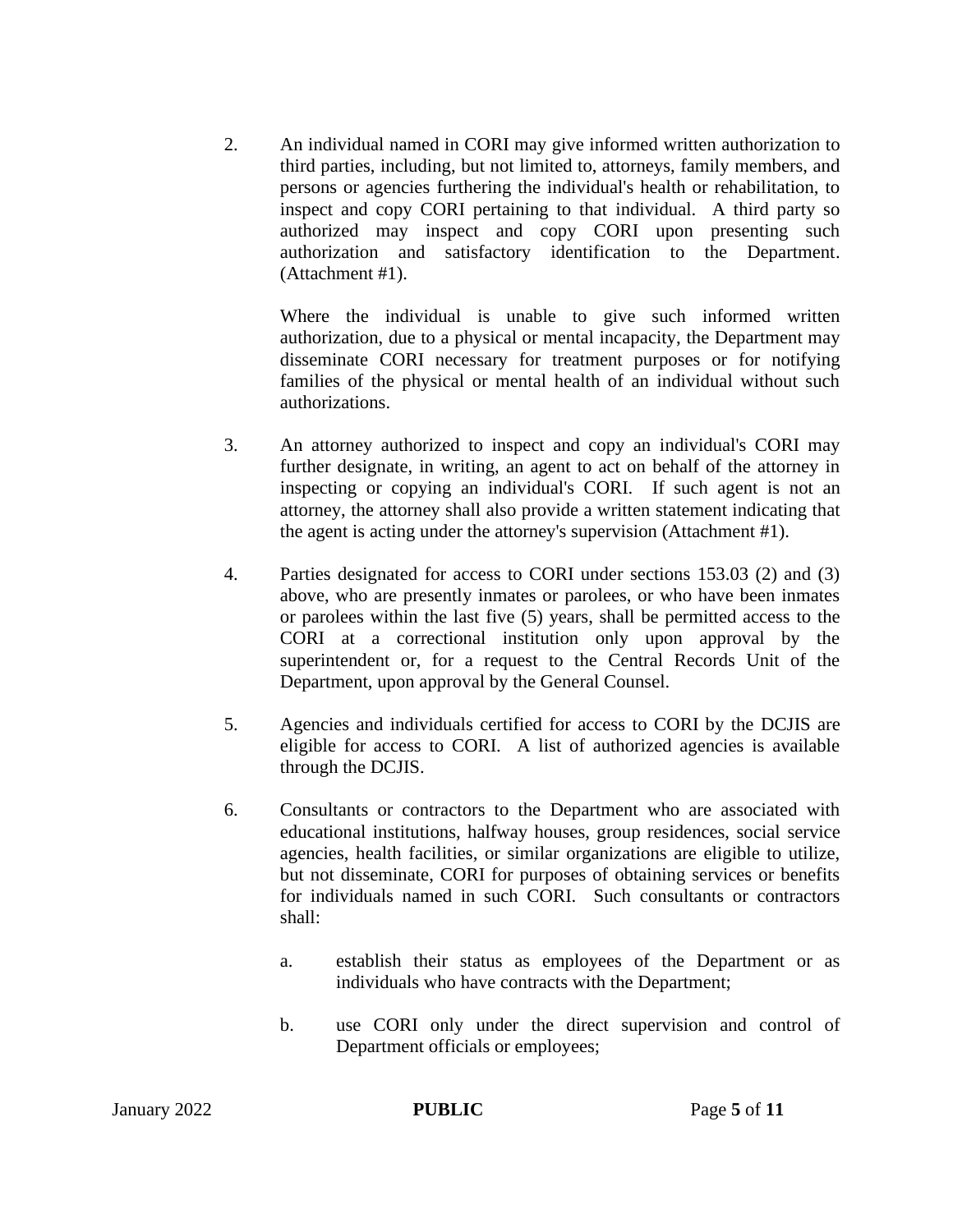2. An individual named in CORI may give informed written authorization to third parties, including, but not limited to, attorneys, family members, and persons or agencies furthering the individual's health or rehabilitation, to inspect and copy CORI pertaining to that individual. A third party so authorized may inspect and copy CORI upon presenting such authorization and satisfactory identification to the Department. (Attachment #1).

   Where the individual is unable to give such informed written authorization, due to a physical or mental incapacity, the Department may disseminate CORI necessary for treatment purposes or for notifying families of the physical or mental health of an individual without such authorizations.

3. An attorney authorized to inspect and copy an individual's CORI may further designate, in writing, an agent to act on behalf of the attorney in inspecting or copying an individual's CORI. If such agent is not an attorney, the attorney shall also provide a written statement indicating that the agent is acting under the attorney's supervision (Attachment #1).

4. Parties designated for access to CORI under sections 153.03 (2) and (3) above, who are presently inmates or parolees, or who have been inmates or parolees within the last five (5) years, shall be permitted access to the CORI at a correctional institution only upon approval by the superintendent or, for a request to the Central Records Unit of the Department, upon approval by the General Counsel.

5. Agencies and individuals certified for access to CORI by the DCJIS are eligible for access to CORI. A list of authorized agencies is available through the DCJIS.

6. Consultants or contractors to the Department who are associated with educational institutions, halfway houses, group residences, social service agencies, health facilities, or similar organizations are eligible to utilize, but not disseminate, CORI for purposes of obtaining services or benefits for individuals named in such CORI. Such consultants or contractors shall:

   a. establish their status as employees of the Department or as individuals who have contracts with the Department;

   b. use CORI only under the direct supervision and control of Department officials or employees;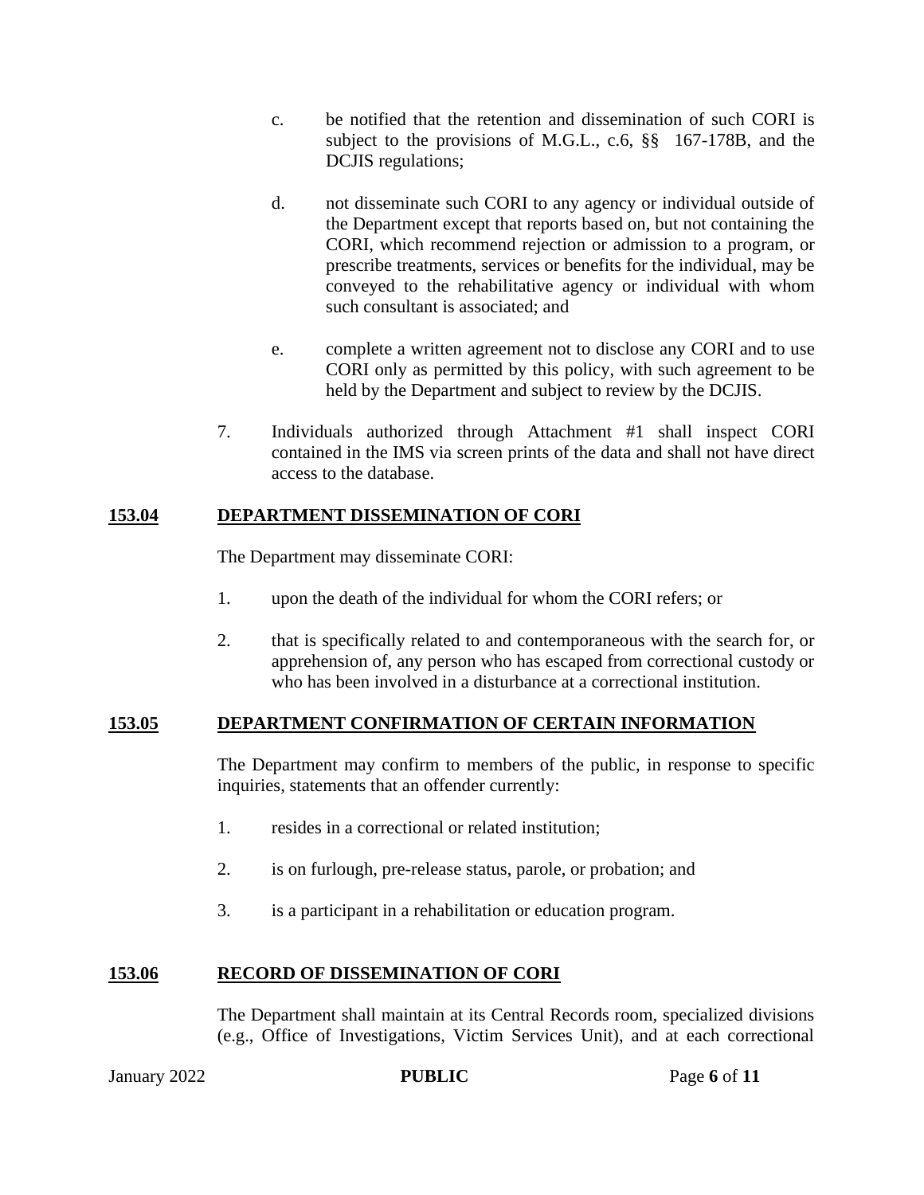c. be notified that the retention and dissemination of such CORI is subject to the provisions of M.G.L., c.6, §§ 167-178B, and the DCJIS regulations;

d. not disseminate such CORI to any agency or individual outside of the Department except that reports based on, but not containing the CORI, which recommend rejection or admission to a program, or prescribe treatments, services or benefits for the individual, may be conveyed to the rehabilitative agency or individual with whom such consultant is associated; and

e. complete a written agreement not to disclose any CORI and to use CORI only as permitted by this policy, with such agreement to be held by the Department and subject to review by the DCJIS.

7. Individuals authorized through Attachment #1 shall inspect CORI contained in the IMS via screen prints of the data and shall not have direct access to the database.

## 153.04 DEPARTMENT DISSEMINATION OF CORI

The Department may disseminate CORI:

1. upon the death of the individual for whom the CORI refers; or
2. that is specifically related to and contemporaneous with the search for, or apprehension of, any person who has escaped from correctional custody or who has been involved in a disturbance at a correctional institution.

## 153.05 DEPARTMENT CONFIRMATION OF CERTAIN INFORMATION

The Department may confirm to members of the public, in response to specific inquiries, statements that an offender currently:

1. resides in a correctional or related institution;
2. is on furlough, pre-release status, parole, or probation; and
3. is a participant in a rehabilitation or education program.

## 153.06 RECORD OF DISSEMINATION OF CORI

The Department shall maintain at its Central Records room, specialized divisions (e.g., Office of Investigations, Victim Services Unit), and at each correctional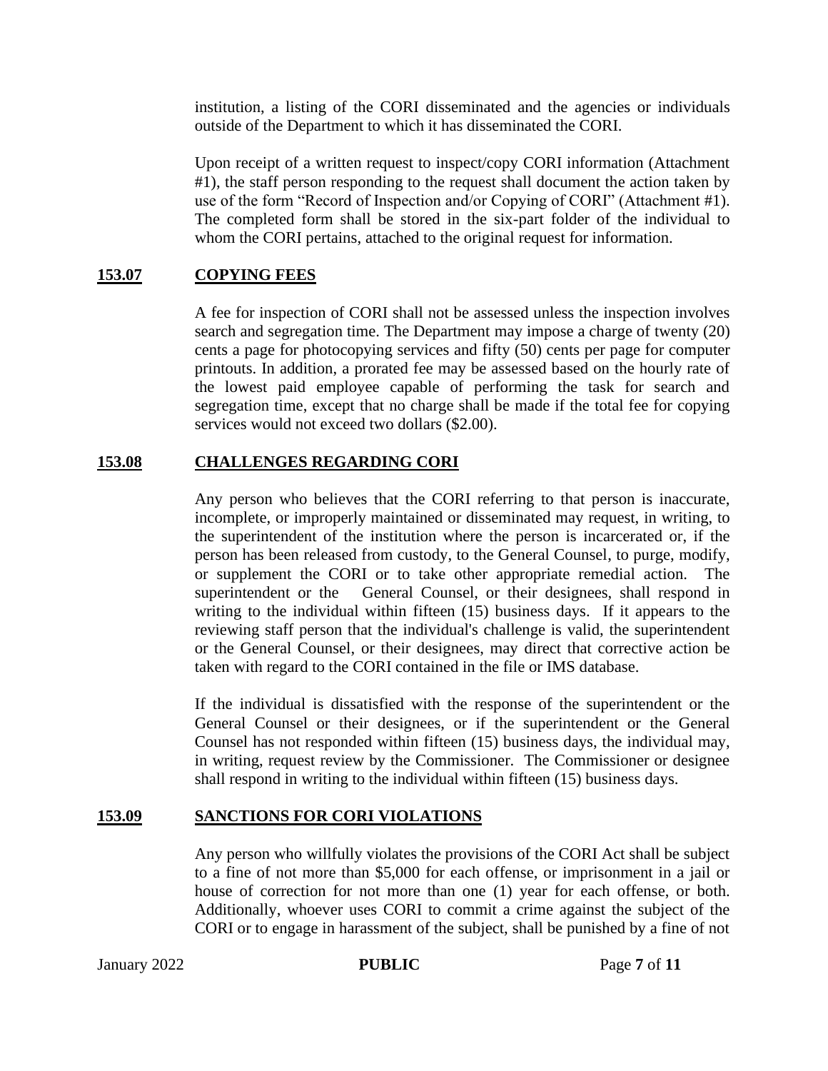institution, a listing of the CORI disseminated and the agencies or individuals outside of the Department to which it has disseminated the CORI.

Upon receipt of a written request to inspect/copy CORI information (Attachment #1), the staff person responding to the request shall document the action taken by use of the form "Record of Inspection and/or Copying of CORI" (Attachment #1). The completed form shall be stored in the six-part folder of the individual to whom the CORI pertains, attached to the original request for information.

## 153.07 COPYING FEES

A fee for inspection of CORI shall not be assessed unless the inspection involves search and segregation time. The Department may impose a charge of twenty (20) cents a page for photocopying services and fifty (50) cents per page for computer printouts. In addition, a prorated fee may be assessed based on the hourly rate of the lowest paid employee capable of performing the task for search and segregation time, except that no charge shall be made if the total fee for copying services would not exceed two dollars ($2.00).

## 153.08 CHALLENGES REGARDING CORI

Any person who believes that the CORI referring to that person is inaccurate, incomplete, or improperly maintained or disseminated may request, in writing, to the superintendent of the institution where the person is incarcerated or, if the person has been released from custody, to the General Counsel, to purge, modify, or supplement the CORI or to take other appropriate remedial action. The superintendent or the General Counsel, or their designees, shall respond in writing to the individual within fifteen (15) business days. If it appears to the reviewing staff person that the individual's challenge is valid, the superintendent or the General Counsel, or their designees, may direct that corrective action be taken with regard to the CORI contained in the file or IMS database.

If the individual is dissatisfied with the response of the superintendent or the General Counsel or their designees, or if the superintendent or the General Counsel has not responded within fifteen (15) business days, the individual may, in writing, request review by the Commissioner. The Commissioner or designee shall respond in writing to the individual within fifteen (15) business days.

## 153.09 SANCTIONS FOR CORI VIOLATIONS

Any person who willfully violates the provisions of the CORI Act shall be subject to a fine of not more than $5,000 for each offense, or imprisonment in a jail or house of correction for not more than one (1) year for each offense, or both. Additionally, whoever uses CORI to commit a crime against the subject of the CORI or to engage in harassment of the subject, shall be punished by a fine of not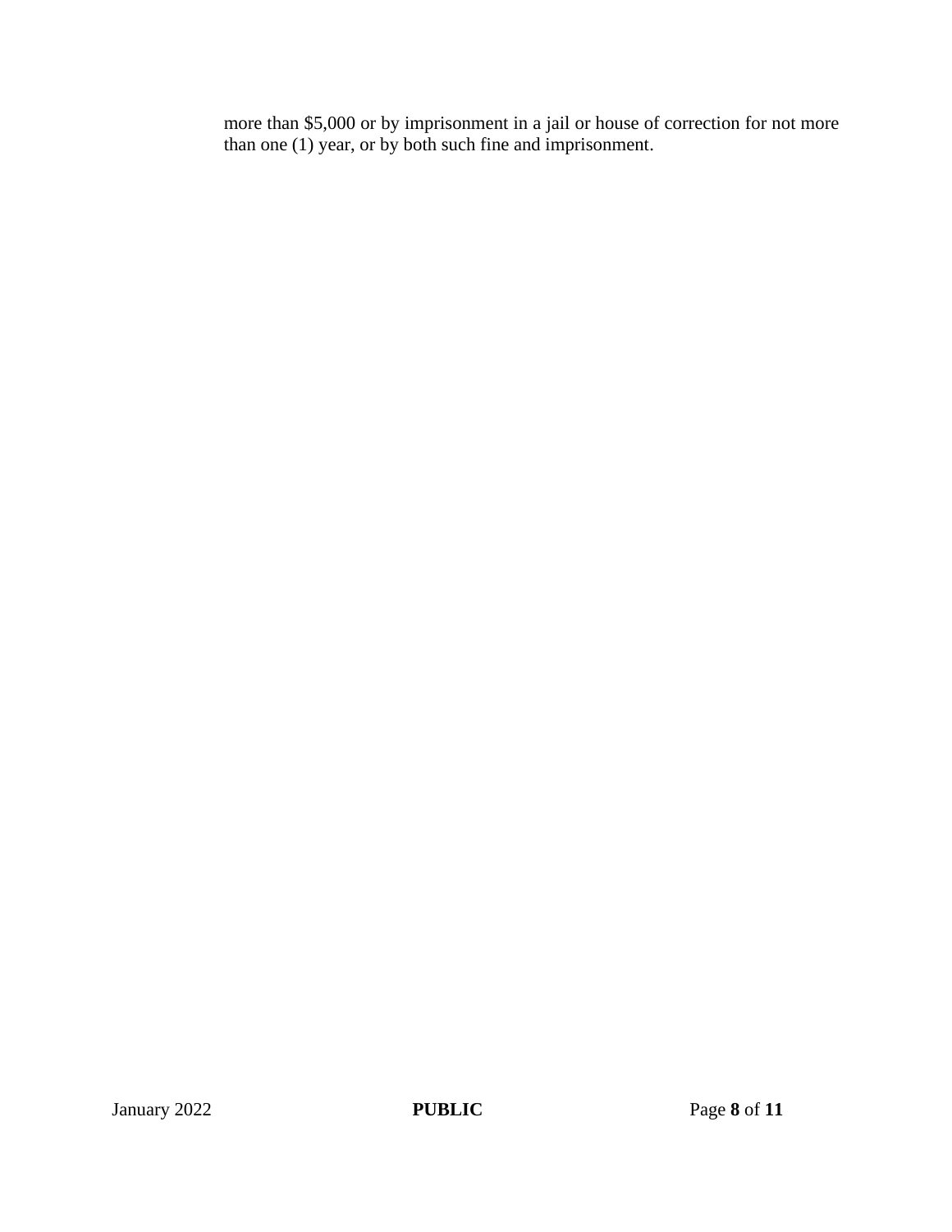more than $5,000 or by imprisonment in a jail or house of correction for not more than one (1) year, or by both such fine and imprisonment.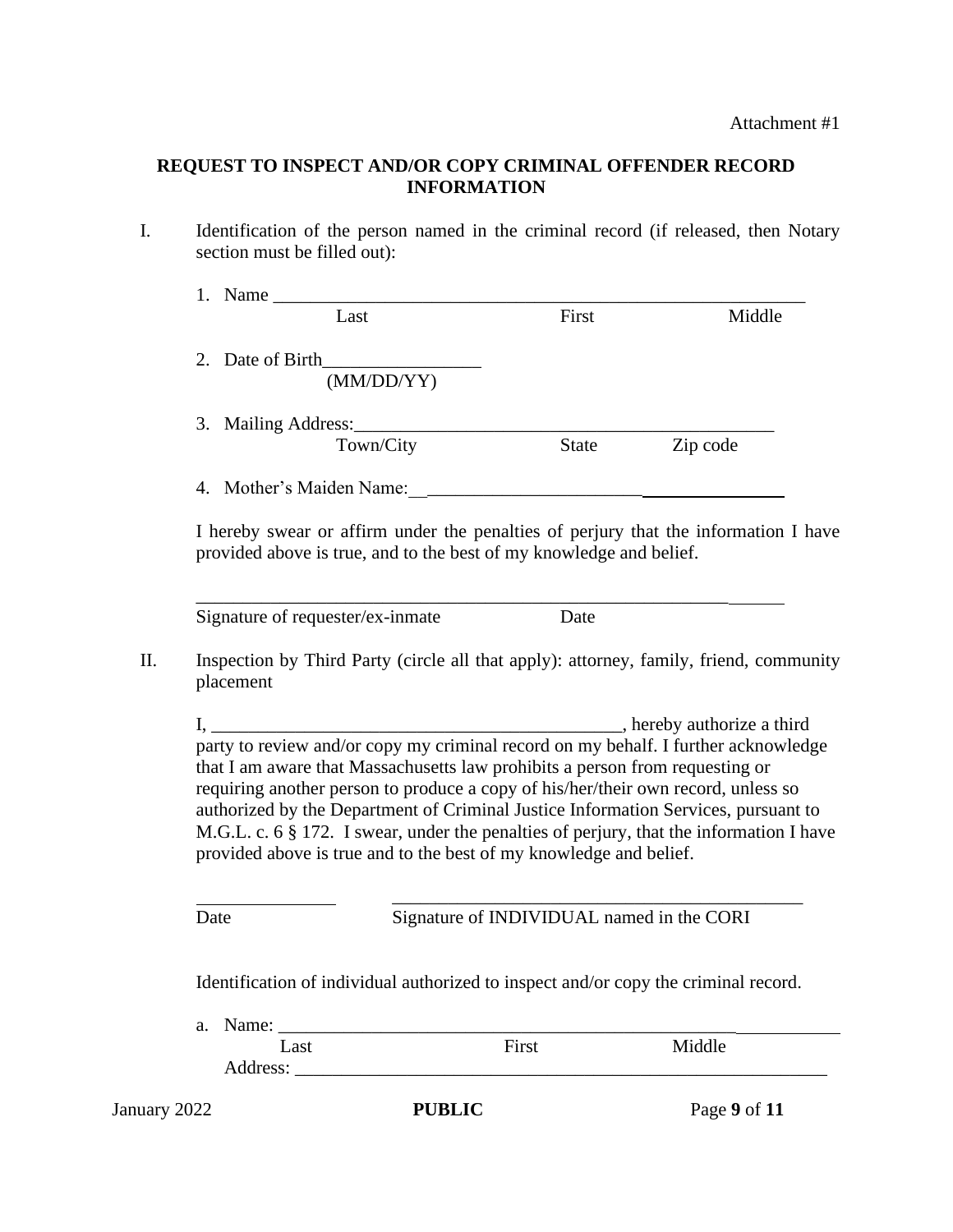Attachment #1

**REQUEST TO INSPECT AND/OR COPY CRIMINAL OFFENDER RECORD INFORMATION**

I. Identification of the person named in the criminal record (if released, then Notary section must be filled out):

1. Name ____________________________________________________________
 Last First Middle

2. Date of Birth_________________
 (MM/DD/YY)

3. Mailing Address:_______________________________________________
 Town/City State Zip code

4. Mother's Maiden Name:_________________________________________

I hereby swear or affirm under the penalties of perjury that the information I have provided above is true, and to the best of my knowledge and belief.

_____________________________________________________________________
Signature of requester/ex-inmate Date

II. Inspection by Third Party (circle all that apply): attorney, family, friend, community placement

I, _____________________________________________, hereby authorize a third party to review and/or copy my criminal record on my behalf. I further acknowledge that I am aware that Massachusetts law prohibits a person from requesting or requiring another person to produce a copy of his/her/their own record, unless so authorized by the Department of Criminal Justice Information Services, pursuant to M.G.L. c. 6 § 172. I swear, under the penalties of perjury, that the information I have provided above is true and to the best of my knowledge and belief.

_______________ _______________________________________________
Date Signature of INDIVIDUAL named in the CORI

Identification of individual authorized to inspect and/or copy the criminal record.

a. Name: ______________________________________________________________
 Last First Middle
 Address: ____________________________________________________________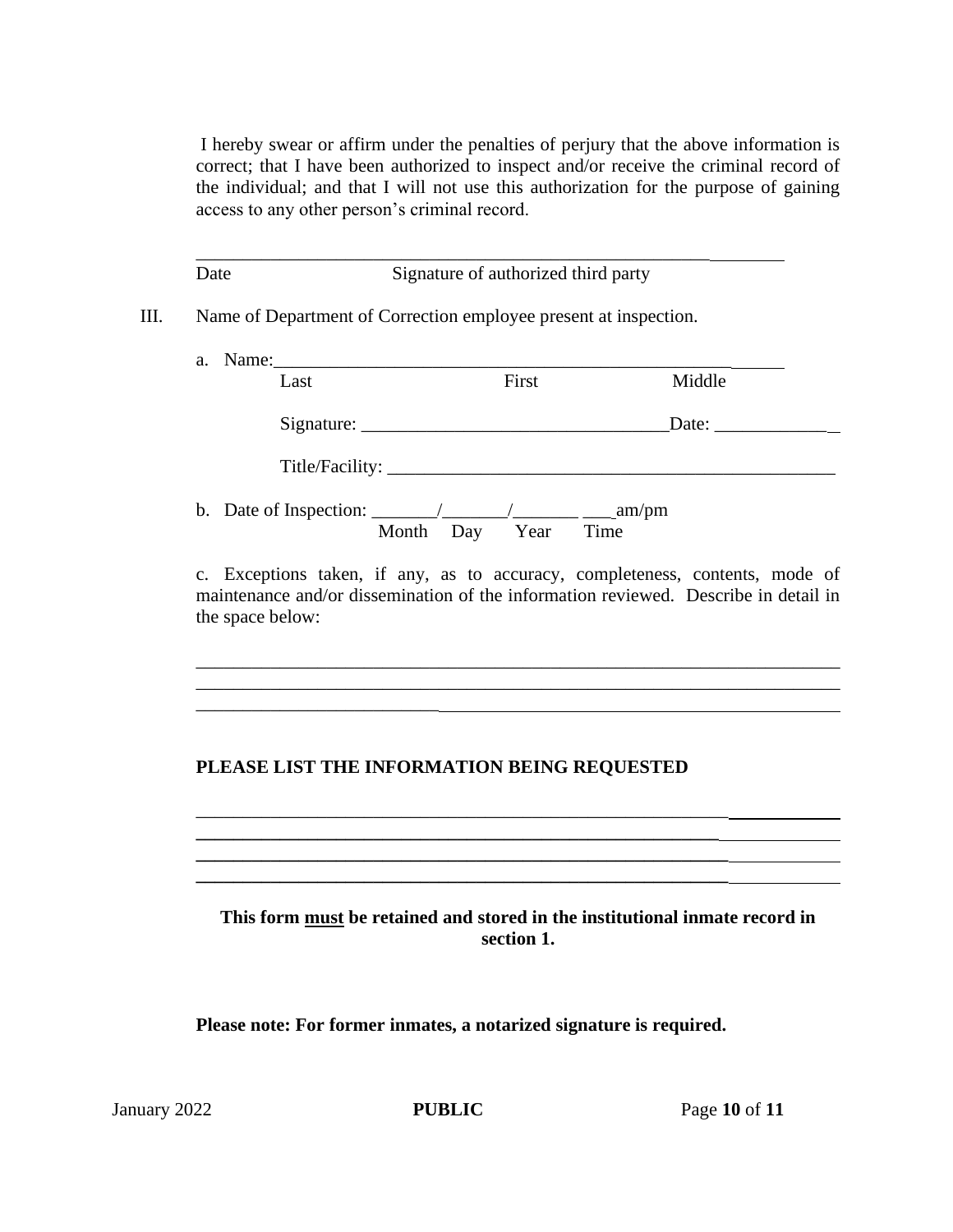I hereby swear or affirm under the penalties of perjury that the above information is correct; that I have been authorized to inspect and/or receive the criminal record of the individual; and that I will not use this authorization for the purpose of gaining access to any other person's criminal record.

\_\_\_\_\_\_\_\_\_\_\_\_\_\_\_\_\_\_\_\_\_\_\_\_\_\_\_\_\_\_\_\_\_\_\_\_\_\_\_\_\_\_\_\_\_\_\_\_\_\_\_\_\_\_\_\_\_\_\_\_\_\_

Date                    Signature of authorized third party

III. Name of Department of Correction employee present at inspection.

a. Name:\_\_\_\_\_\_\_\_\_\_\_\_\_\_\_\_\_\_\_\_\_\_\_\_\_\_\_\_\_\_\_\_\_\_\_\_\_\_\_\_\_\_\_\_\_\_\_\_\_\_\_\_
   Last                    First                    Middle

   Signature: \_\_\_\_\_\_\_\_\_\_\_\_\_\_\_\_\_\_\_\_\_\_\_\_\_\_\_\_\_\_\_\_\_Date: \_\_\_\_\_\_\_\_\_\_\_\_\_

   Title/Facility: \_\_\_\_\_\_\_\_\_\_\_\_\_\_\_\_\_\_\_\_\_\_\_\_\_\_\_\_\_\_\_\_\_\_\_\_\_\_\_\_\_\_\_\_\_\_\_\_

b. Date of Inspection: \_\_\_\_\_\_\_/\_\_\_\_\_\_\_/\_\_\_\_\_\_\_ \_\_\_am/pm
   Month    Day    Year    Time

c. Exceptions taken, if any, as to accuracy, completeness, contents, mode of maintenance and/or dissemination of the information reviewed. Describe in detail in the space below:

\_\_\_\_\_\_\_\_\_\_\_\_\_\_\_\_\_\_\_\_\_\_\_\_\_\_\_\_\_\_\_\_\_\_\_\_\_\_\_\_\_\_\_\_\_\_\_\_\_\_\_\_\_\_\_\_\_\_\_\_\_\_\_\_\_\_\_\_
\_\_\_\_\_\_\_\_\_\_\_\_\_\_\_\_\_\_\_\_\_\_\_\_\_\_\_\_\_\_\_\_\_\_\_\_\_\_\_\_\_\_\_\_\_\_\_\_\_\_\_\_\_\_\_\_\_\_\_\_\_\_\_\_\_\_\_\_
\_\_\_\_\_\_\_\_\_\_\_\_\_\_\_\_\_\_\_\_\_\_\_\_\_\_\_\_\_\_\_\_\_\_\_\_\_\_\_\_\_\_\_\_\_\_\_\_\_\_\_\_\_\_\_\_\_\_\_\_\_\_\_\_\_\_\_\_

**PLEASE LIST THE INFORMATION BEING REQUESTED**

\_\_\_\_\_\_\_\_\_\_\_\_\_\_\_\_\_\_\_\_\_\_\_\_\_\_\_\_\_\_\_\_\_\_\_\_\_\_\_\_\_\_\_\_\_\_\_\_\_\_\_\_\_\_\_\_\_\_\_\_\_\_\_\_\_\_\_\_
\_\_\_\_\_\_\_\_\_\_\_\_\_\_\_\_\_\_\_\_\_\_\_\_\_\_\_\_\_\_\_\_\_\_\_\_\_\_\_\_\_\_\_\_\_\_\_\_\_\_\_\_\_\_\_\_\_\_\_\_\_\_\_\_\_\_\_\_
\_\_\_\_\_\_\_\_\_\_\_\_\_\_\_\_\_\_\_\_\_\_\_\_\_\_\_\_\_\_\_\_\_\_\_\_\_\_\_\_\_\_\_\_\_\_\_\_\_\_\_\_\_\_\_\_\_\_\_\_\_\_\_\_\_\_\_\_
\_\_\_\_\_\_\_\_\_\_\_\_\_\_\_\_\_\_\_\_\_\_\_\_\_\_\_\_\_\_\_\_\_\_\_\_\_\_\_\_\_\_\_\_\_\_\_\_\_\_\_\_\_\_\_\_\_\_\_\_\_\_\_\_\_\_\_\_

**This form <u>must</u> be retained and stored in the institutional inmate record in section 1.**

**Please note: For former inmates, a notarized signature is required.**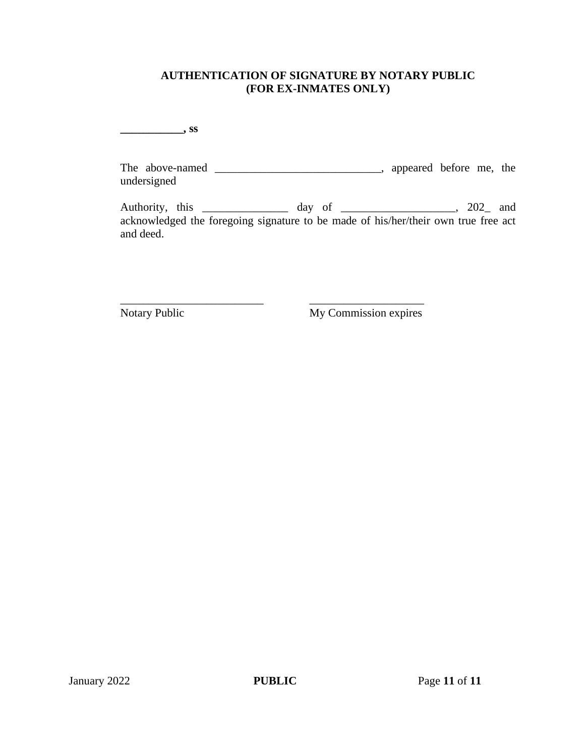**AUTHENTICATION OF SIGNATURE BY NOTARY PUBLIC**
**(FOR EX-INMATES ONLY)**

**___________, ss**

The above-named _____________________________, appeared before me, the undersigned

Authority, this _______________ day of ___________________, 202_ and acknowledged the foregoing signature to be made of his/her/their own true free act and deed.

_________________________ ____________________

Notary Public My Commission expires